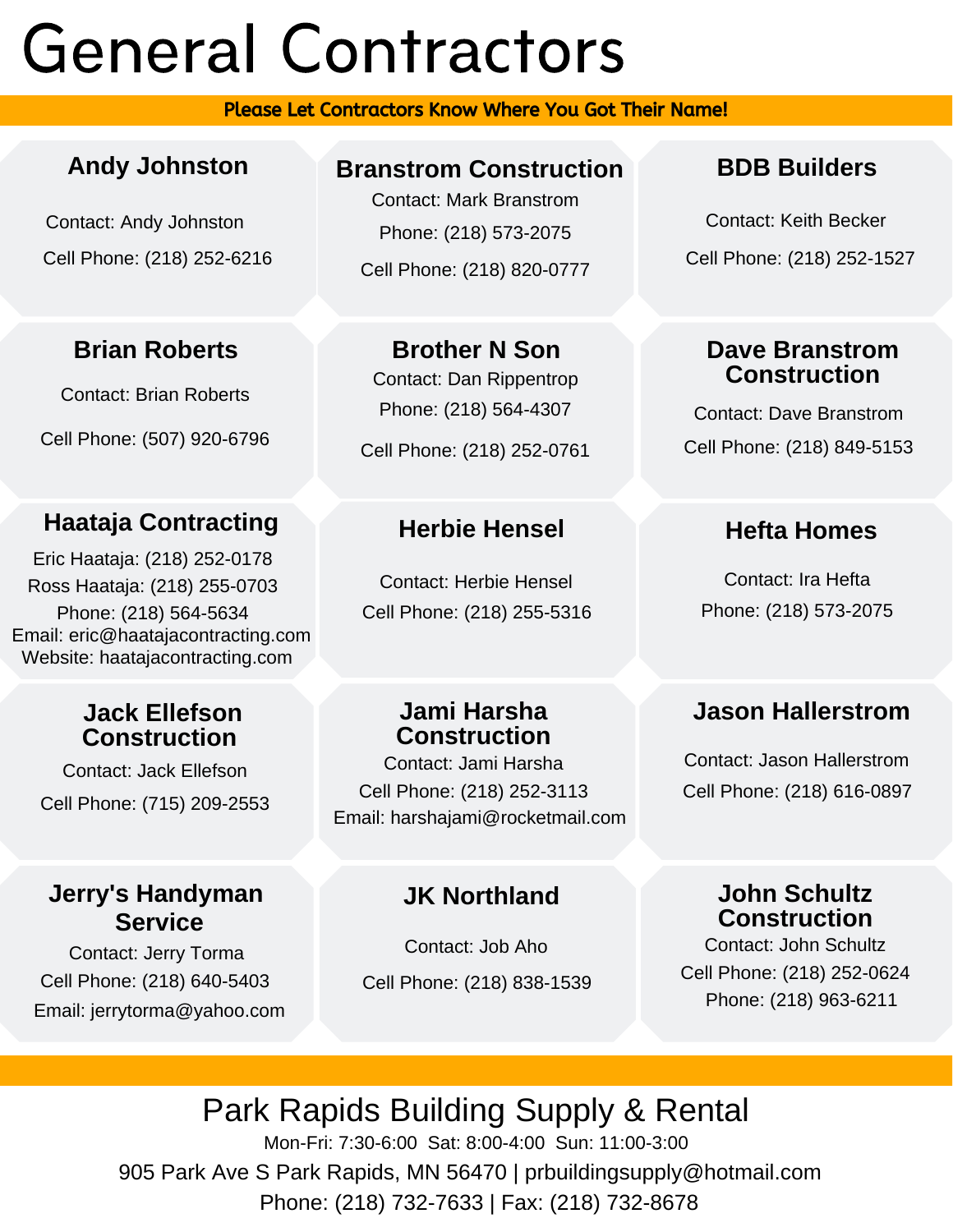# General Contractors

**Please Let Contractors Know Where You Got Their Name!**

### Andy Johnston

Contact: Andy Johnston

Cell Phone: (218) 252-6216

### Branstrom Construction

Contact: Mark Branstrom

Phone: (218) 573-2075

Cell Phone: (218) 820-0777

### BDB Builders

Contact: Keith Becker

Cell Phone: (218) 252-1527

### Brian Roberts

Contact: Brian Roberts

Cell Phone: (507) 920-6796

### Brother N Son

Contact: Dan Rippentrop

Phone: (218) 564-4307

Cell Phone: (218) 252-0761

### Dave Branstrom Construction

Contact: Dave Branstrom

Cell Phone: (218) 849-5153

### Haataja Contracting

Eric Haataja: (218) 252-0178

Ross Haataja: (218) 255-0703

Phone: (218) 564-5634

Email: eric@haatajacontracting.com

Website: haatajacontracting.com

### Herbie Hensel

Contact: Herbie Hensel

Cell Phone: (218) 255-5316

### Hefta Homes

Contact: Ira Hefta

Phone: (218) 573-2075

### Jack Ellefson Construction

Contact: Jack Ellefson

Cell Phone: (715) 209-2553

### Jami Harsha Construction

Contact: Jami Harsha

Cell Phone: (218) 252-3113

Email: harshajami@rocketmail.com

### Jason Hallerstrom

Contact: Jason Hallerstrom

Cell Phone: (218) 616-0897

### Jerry's Handyman Service

Contact: Jerry Torma

Cell Phone: (218) 640-5403

Email: jerrytorma@yahoo.com

### JK Northland

Contact: Job Aho

Cell Phone: (218) 838-1539

### John Schultz Construction

Contact: John Schultz

Cell Phone: (218) 252-0624

Phone: (218) 963-6211

---

## Park Rapids Building Supply & Rental

Mon-Fri: 7:30-6:00 Sat: 8:00-4:00 Sun: 11:00-3:00

905 Park Ave S Park Rapids, MN 56470 | prbuildingsupply@hotmail.com

Phone: (218) 732-7633 | Fax: (218) 732-8678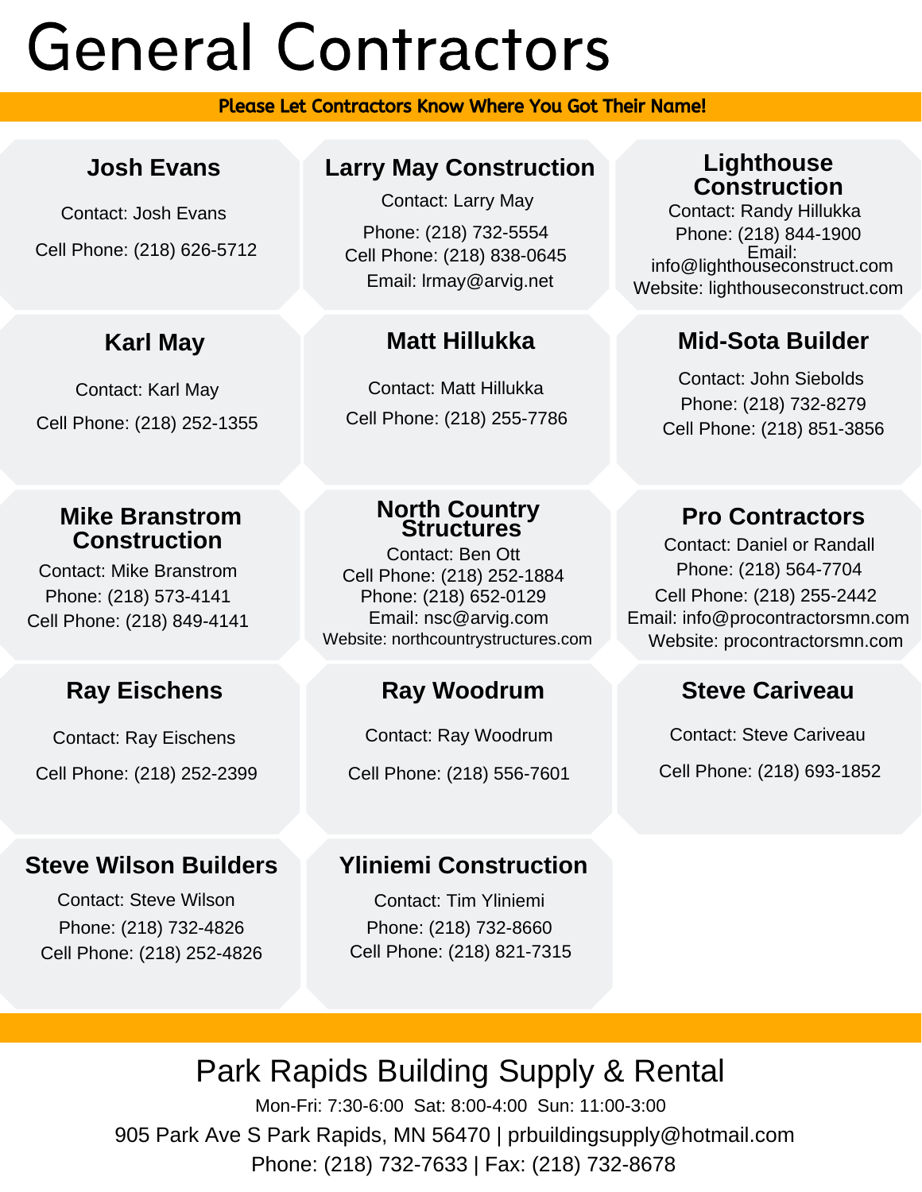# General Contractors

**Please Let Contractors Know Where You Got Their Name!**

### Josh Evans

Contact: Josh Evans

Cell Phone: (218) 626-5712

### Larry May Construction

Contact: Larry May

Phone: (218) 732-5554
Cell Phone: (218) 838-0645
Email: lrmay@arvig.net

### Lighthouse Construction

Contact: Randy Hillukka
Phone: (218) 844-1900
Email: info@lighthouseconstruct.com
Website: lighthouseconstruct.com

### Karl May

Contact: Karl May

Cell Phone: (218) 252-1355

### Matt Hillukka

Contact: Matt Hillukka

Cell Phone: (218) 255-7786

### Mid-Sota Builder

Contact: John Siebolds
Phone: (218) 732-8279
Cell Phone: (218) 851-3856

### Mike Branstrom Construction

Contact: Mike Branstrom
Phone: (218) 573-4141
Cell Phone: (218) 849-4141

### North Country Structures

Contact: Ben Ott
Cell Phone: (218) 252-1884
Phone: (218) 652-0129
Email: nsc@arvig.com
Website: northcountrystructures.com

### Pro Contractors

Contact: Daniel or Randall
Phone: (218) 564-7704
Cell Phone: (218) 255-2442
Email: info@procontractorsmn.com
Website: procontractorsmn.com

### Ray Eischens

Contact: Ray Eischens

Cell Phone: (218) 252-2399

### Ray Woodrum

Contact: Ray Woodrum

Cell Phone: (218) 556-7601

### Steve Cariveau

Contact: Steve Cariveau

Cell Phone: (218) 693-1852

### Steve Wilson Builders

Contact: Steve Wilson
Phone: (218) 732-4826
Cell Phone: (218) 252-4826

### Yliniemi Construction

Contact: Tim Yliniemi
Phone: (218) 732-8660
Cell Phone: (218) 821-7315

## Park Rapids Building Supply & Rental

Mon-Fri: 7:30-6:00 Sat: 8:00-4:00 Sun: 11:00-3:00

905 Park Ave S Park Rapids, MN 56470 | prbuildingsupply@hotmail.com

Phone: (218) 732-7633 | Fax: (218) 732-8678